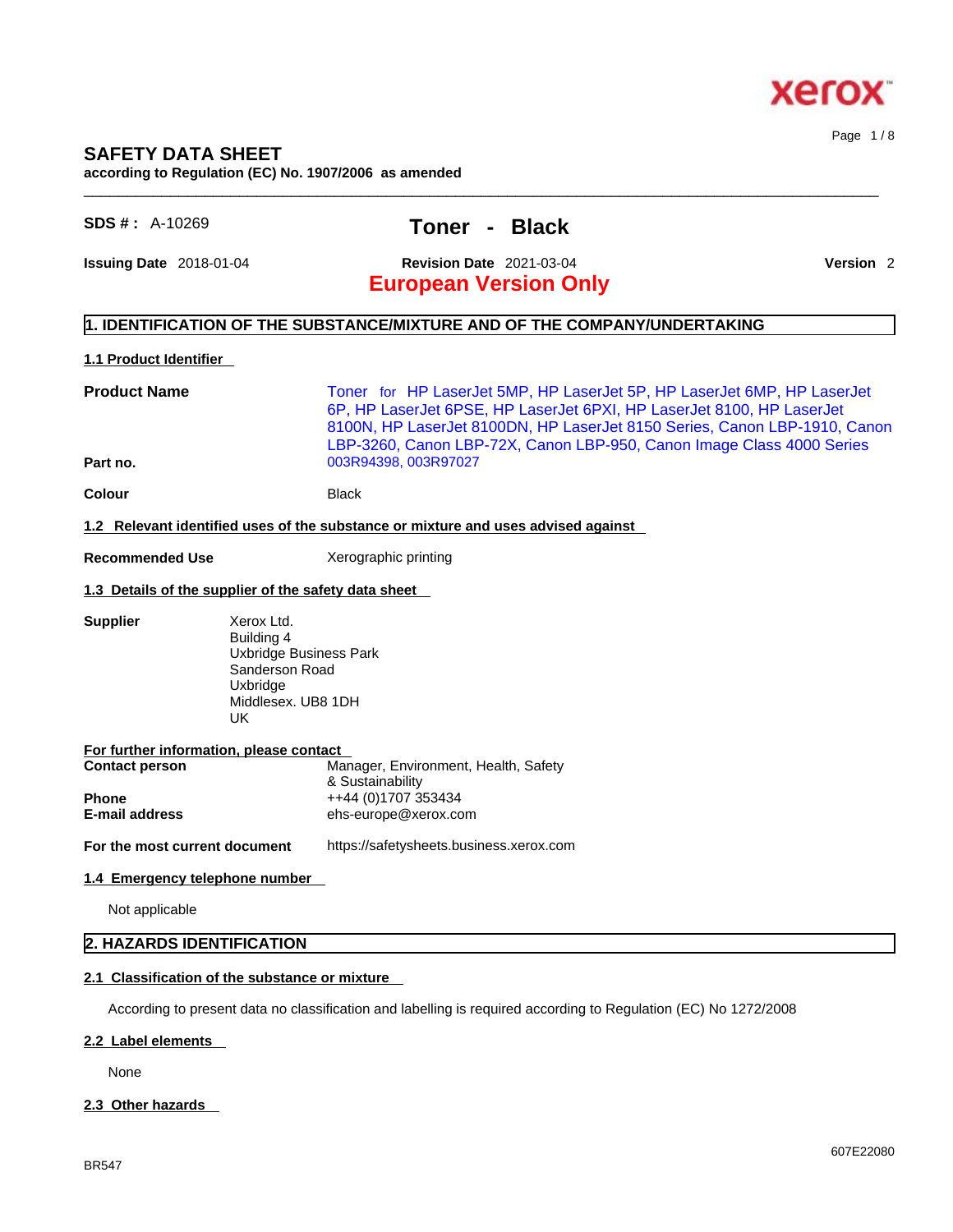# SAFETY DATA SHEET

**according to Regulation (EC) No. 1907/2006 as amended**

**SDS # :** A-10269

# Toner - Black

**Issuing Date** 2018-01-04 **Revision Date** 2021-03-04 **Version** 2

**European Version Only**

## 1. IDENTIFICATION OF THE SUBSTANCE/MIXTURE AND OF THE COMPANY/UNDERTAKING

### 1.1 Product Identifier

**Product Name**: Toner for HP LaserJet 5MP, HP LaserJet 5P, HP LaserJet 6MP, HP LaserJet 6P, HP LaserJet 6PSE, HP LaserJet 6PXI, HP LaserJet 8100, HP LaserJet 8100N, HP LaserJet 8100DN, HP LaserJet 8150 Series, Canon LBP-1910, Canon LBP-3260, Canon LBP-72X, Canon LBP-950, Canon Image Class 4000 Series

**Part no.**: 003R94398, 003R97027

**Colour**: Black

### 1.2 Relevant identified uses of the substance or mixture and uses advised against

**Recommended Use**: Xerographic printing

### 1.3 Details of the supplier of the safety data sheet

**Supplier**:
Xerox Ltd.
Building 4
Uxbridge Business Park
Sanderson Road
Uxbridge
Middlesex. UB8 1DH
UK

**For further information, please contact**

**Contact person**: Manager, Environment, Health, Safety & Sustainability
**Phone**: ++44 (0)1707 353434
**E-mail address**: ehs-europe@xerox.com

**For the most current document**: https://safetysheets.business.xerox.com

### 1.4 Emergency telephone number

Not applicable

## 2. HAZARDS IDENTIFICATION

### 2.1 Classification of the substance or mixture

According to present data no classification and labelling is required according to Regulation (EC) No 1272/2008

### 2.2 Label elements

None

### 2.3 Other hazards

BR547

607E22080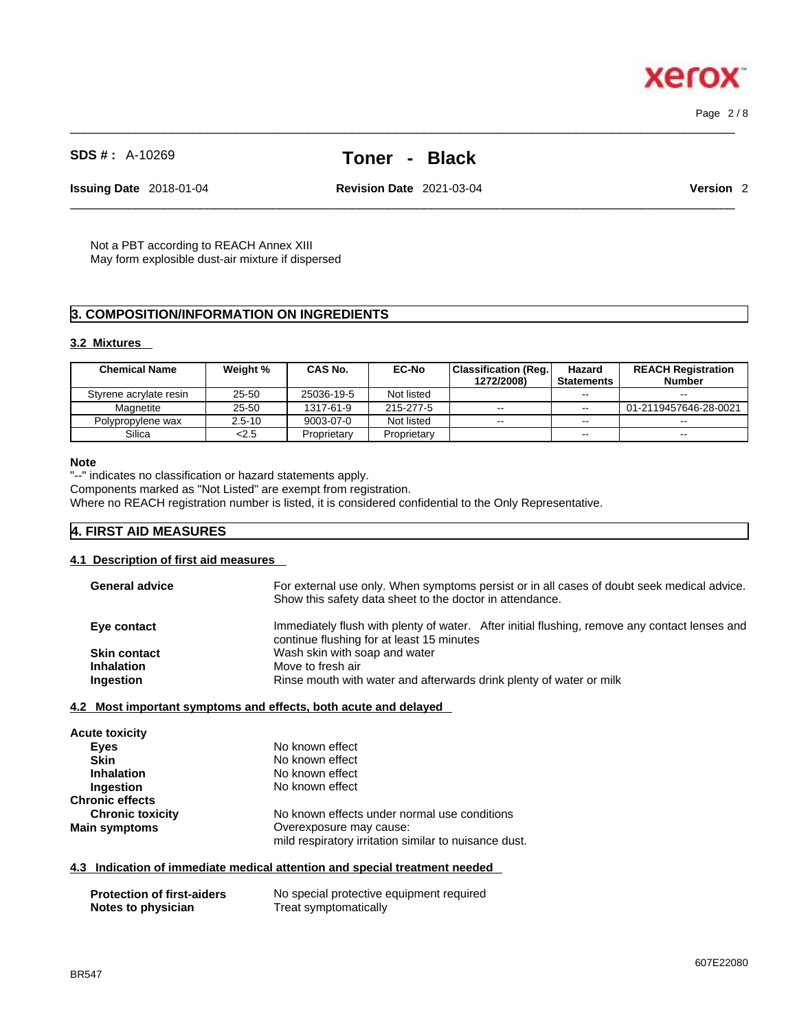Not a PBT according to REACH Annex XIII
May form explosible dust-air mixture if dispersed

## 3. COMPOSITION/INFORMATION ON INGREDIENTS

### 3.2 Mixtures

| Chemical Name | Weight % | CAS No. | EC-No | Classification (Reg. 1272/2008) | Hazard Statements | REACH Registration Number |
|---|---|---|---|---|---|---|
| Styrene acrylate resin | 25-50 | 25036-19-5 | Not listed | | -- | -- |
| Magnetite | 25-50 | 1317-61-9 | 215-277-5 | -- | -- | 01-2119457646-28-0021 |
| Polypropylene wax | 2.5-10 | 9003-07-0 | Not listed | -- | -- | -- |
| Silica | <2.5 | Proprietary | Proprietary | | -- | -- |

**Note**

"--" indicates no classification or hazard statements apply.
Components marked as "Not Listed" are exempt from registration.
Where no REACH registration number is listed, it is considered confidential to the Only Representative.

## 4. FIRST AID MEASURES

### 4.1 Description of first aid measures

**General advice** For external use only. When symptoms persist or in all cases of doubt seek medical advice. Show this safety data sheet to the doctor in attendance.

**Eye contact** Immediately flush with plenty of water. After initial flushing, remove any contact lenses and continue flushing for at least 15 minutes

**Skin contact** Wash skin with soap and water

**Inhalation** Move to fresh air

**Ingestion** Rinse mouth with water and afterwards drink plenty of water or milk

### 4.2 Most important symptoms and effects, both acute and delayed

**Acute toxicity**

**Eyes** No known effect

**Skin** No known effect

**Inhalation** No known effect

**Ingestion** No known effect

**Chronic effects**

**Chronic toxicity** No known effects under normal use conditions

**Main symptoms** Overexposure may cause:
mild respiratory irritation similar to nuisance dust.

### 4.3 Indication of immediate medical attention and special treatment needed

**Protection of first-aiders** No special protective equipment required

**Notes to physician** Treat symptomatically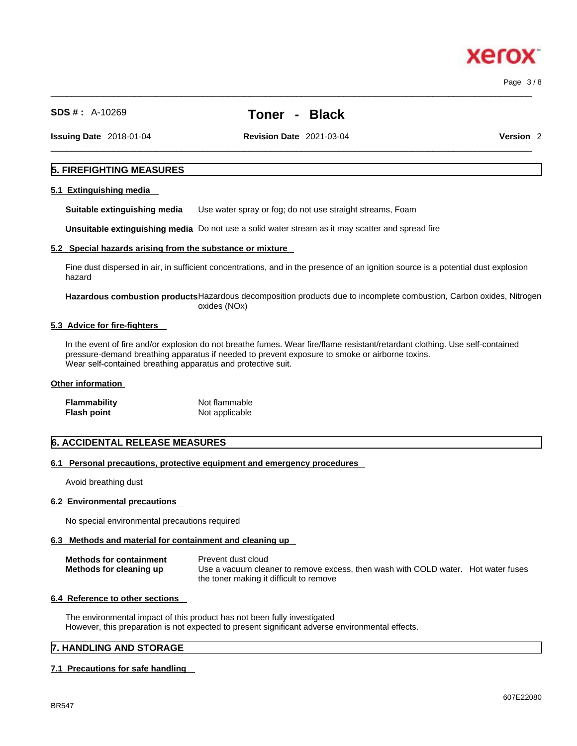## 5. FIREFIGHTING MEASURES

### 5.1 Extinguishing media

**Suitable extinguishing media** Use water spray or fog; do not use straight streams, Foam

**Unsuitable extinguishing media** Do not use a solid water stream as it may scatter and spread fire

### 5.2 Special hazards arising from the substance or mixture

Fine dust dispersed in air, in sufficient concentrations, and in the presence of an ignition source is a potential dust explosion hazard

**Hazardous combustion products** Hazardous decomposition products due to incomplete combustion, Carbon oxides, Nitrogen oxides (NOx)

### 5.3 Advice for fire-fighters

In the event of fire and/or explosion do not breathe fumes. Wear fire/flame resistant/retardant clothing. Use self-contained pressure-demand breathing apparatus if needed to prevent exposure to smoke or airborne toxins.
Wear self-contained breathing apparatus and protective suit.

### Other information

**Flammability** Not flammable
**Flash point** Not applicable

## 6. ACCIDENTAL RELEASE MEASURES

### 6.1 Personal precautions, protective equipment and emergency procedures

Avoid breathing dust

### 6.2 Environmental precautions

No special environmental precautions required

### 6.3 Methods and material for containment and cleaning up

**Methods for containment** Prevent dust cloud
**Methods for cleaning up** Use a vacuum cleaner to remove excess, then wash with COLD water. Hot water fuses the toner making it difficult to remove

### 6.4 Reference to other sections

The environmental impact of this product has not been fully investigated
However, this preparation is not expected to present significant adverse environmental effects.

## 7. HANDLING AND STORAGE

### 7.1 Precautions for safe handling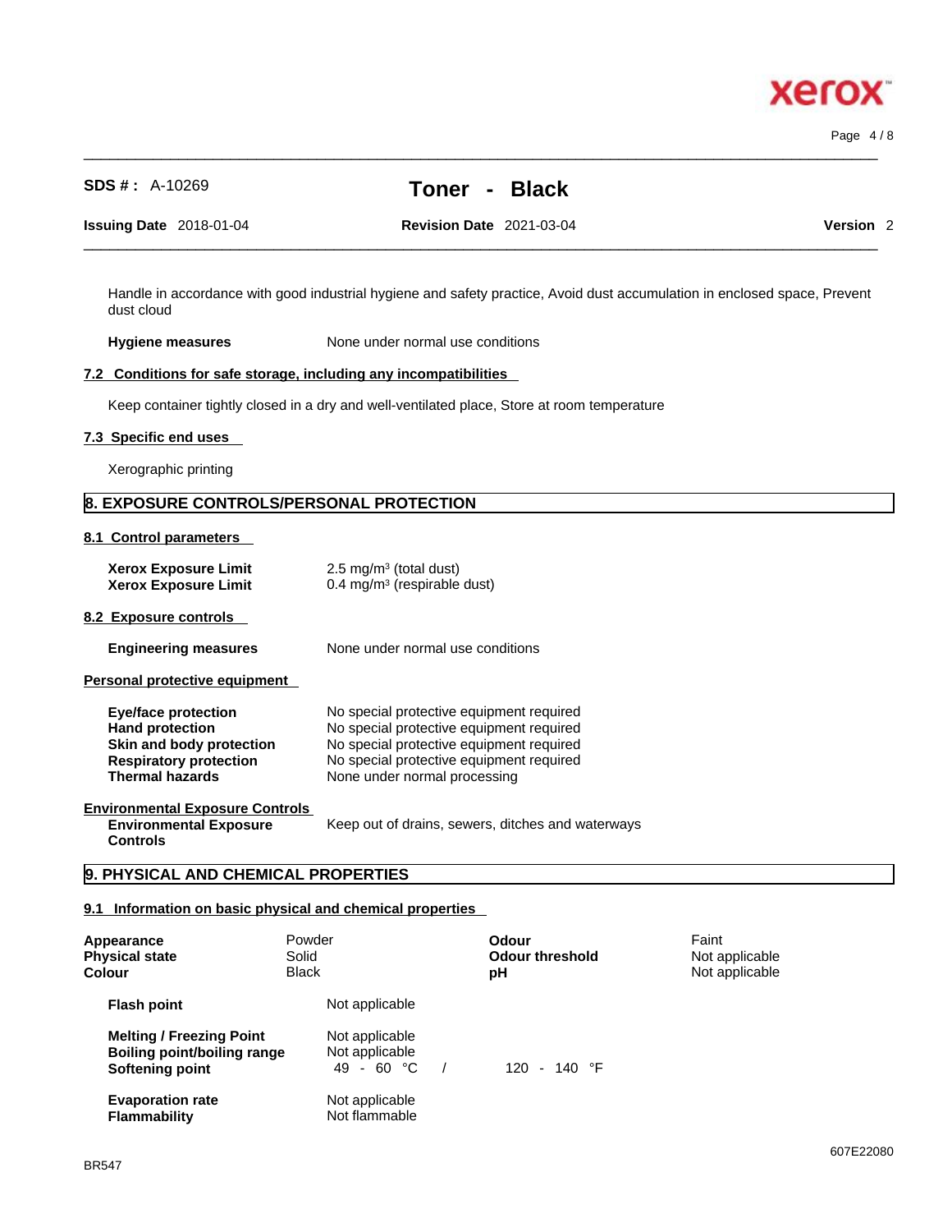Handle in accordance with good industrial hygiene and safety practice, Avoid dust accumulation in enclosed space, Prevent dust cloud

**Hygiene measures** None under normal use conditions

### 7.2 Conditions for safe storage, including any incompatibilities

Keep container tightly closed in a dry and well-ventilated place, Store at room temperature

### 7.3 Specific end uses

Xerographic printing

## 8. EXPOSURE CONTROLS/PERSONAL PROTECTION

### 8.1 Control parameters

| | |
|---|---|
| **Xerox Exposure Limit** | 2.5 mg/m³ (total dust) |
| **Xerox Exposure Limit** | 0.4 mg/m³ (respirable dust) |

### 8.2 Exposure controls

**Engineering measures** None under normal use conditions

**Personal protective equipment**

| | |
|---|---|
| **Eye/face protection** | No special protective equipment required |
| **Hand protection** | No special protective equipment required |
| **Skin and body protection** | No special protective equipment required |
| **Respiratory protection** | No special protective equipment required |
| **Thermal hazards** | None under normal processing |

**Environmental Exposure Controls**

**Environmental Exposure Controls** Keep out of drains, sewers, ditches and waterways

## 9. PHYSICAL AND CHEMICAL PROPERTIES

### 9.1 Information on basic physical and chemical properties

| | | | |
|---|---|---|---|
| **Appearance** | Powder | **Odour** | Faint |
| **Physical state** | Solid | **Odour threshold** | Not applicable |
| **Colour** | Black | **pH** | Not applicable |

| | | |
|---|---|---|
| **Flash point** | Not applicable | |
| **Melting / Freezing Point** | Not applicable | |
| **Boiling point/boiling range** | Not applicable | |
| **Softening point** | 49 - 60 °C / | 120 - 140 °F |
| **Evaporation rate** | Not applicable | |
| **Flammability** | Not flammable | |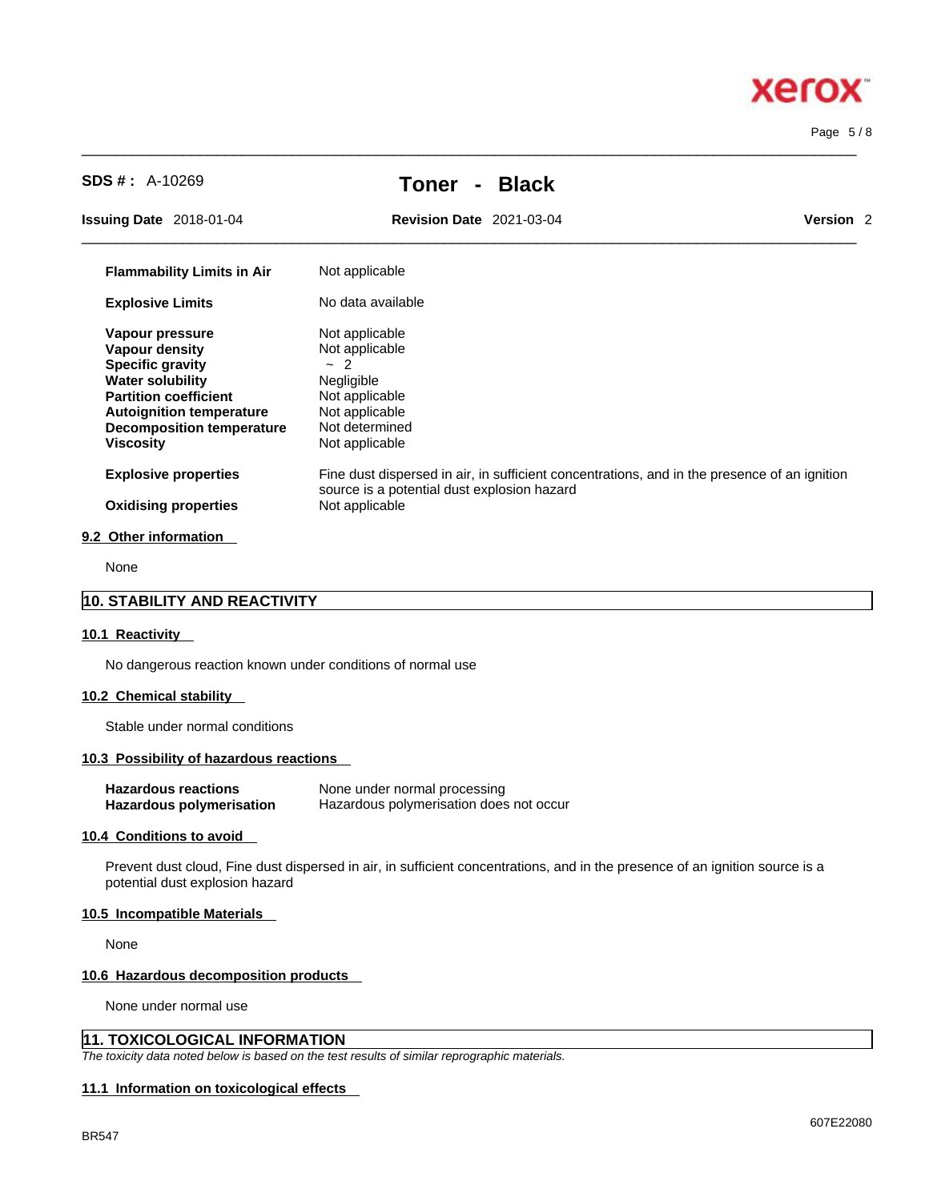| | |
|---|---|
| **Flammability Limits in Air** | Not applicable |
| **Explosive Limits** | No data available |
| **Vapour pressure** | Not applicable |
| **Vapour density** | Not applicable |
| **Specific gravity** | ~ 2 |
| **Water solubility** | Negligible |
| **Partition coefficient** | Not applicable |
| **Autoignition temperature** | Not applicable |
| **Decomposition temperature** | Not determined |
| **Viscosity** | Not applicable |
| **Explosive properties** | Fine dust dispersed in air, in sufficient concentrations, and in the presence of an ignition source is a potential dust explosion hazard |
| **Oxidising properties** | Not applicable |

### 9.2 Other information

None

## 10. STABILITY AND REACTIVITY

### 10.1 Reactivity

No dangerous reaction known under conditions of normal use

### 10.2 Chemical stability

Stable under normal conditions

### 10.3 Possibility of hazardous reactions

| | |
|---|---|
| **Hazardous reactions** | None under normal processing |
| **Hazardous polymerisation** | Hazardous polymerisation does not occur |

### 10.4 Conditions to avoid

Prevent dust cloud, Fine dust dispersed in air, in sufficient concentrations, and in the presence of an ignition source is a potential dust explosion hazard

### 10.5 Incompatible Materials

None

### 10.6 Hazardous decomposition products

None under normal use

## 11. TOXICOLOGICAL INFORMATION

*The toxicity data noted below is based on the test results of similar reprographic materials.*

### 11.1 Information on toxicological effects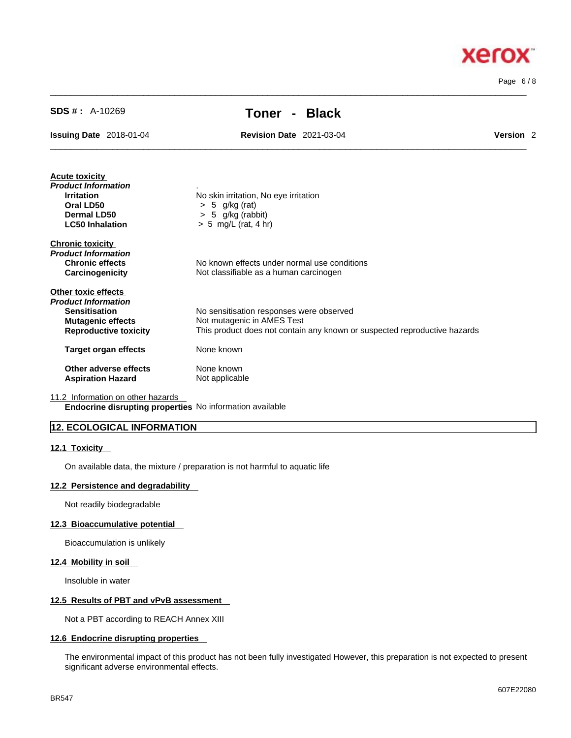**Acute toxicity**

***Product Information***

| | |
|---|---|
| **Irritation** | No skin irritation, No eye irritation |
| **Oral LD50** | > 5 g/kg (rat) |
| **Dermal LD50** | > 5 g/kg (rabbit) |
| **LC50 Inhalation** | > 5 mg/L (rat, 4 hr) |

**Chronic toxicity**

***Product Information***

| | |
|---|---|
| **Chronic effects** | No known effects under normal use conditions |
| **Carcinogenicity** | Not classifiable as a human carcinogen |

**Other toxic effects**

***Product Information***

| | |
|---|---|
| **Sensitisation** | No sensitisation responses were observed |
| **Mutagenic effects** | Not mutagenic in AMES Test |
| **Reproductive toxicity** | This product does not contain any known or suspected reproductive hazards |
| **Target organ effects** | None known |
| **Other adverse effects** | None known |
| **Aspiration Hazard** | Not applicable |

11.2 Information on other hazards

**Endocrine disrupting properties** No information available

## 12. ECOLOGICAL INFORMATION

### 12.1 Toxicity

On available data, the mixture / preparation is not harmful to aquatic life

### 12.2 Persistence and degradability

Not readily biodegradable

### 12.3 Bioaccumulative potential

Bioaccumulation is unlikely

### 12.4 Mobility in soil

Insoluble in water

### 12.5 Results of PBT and vPvB assessment

Not a PBT according to REACH Annex XIII

### 12.6 Endocrine disrupting properties

The environmental impact of this product has not been fully investigated However, this preparation is not expected to present significant adverse environmental effects.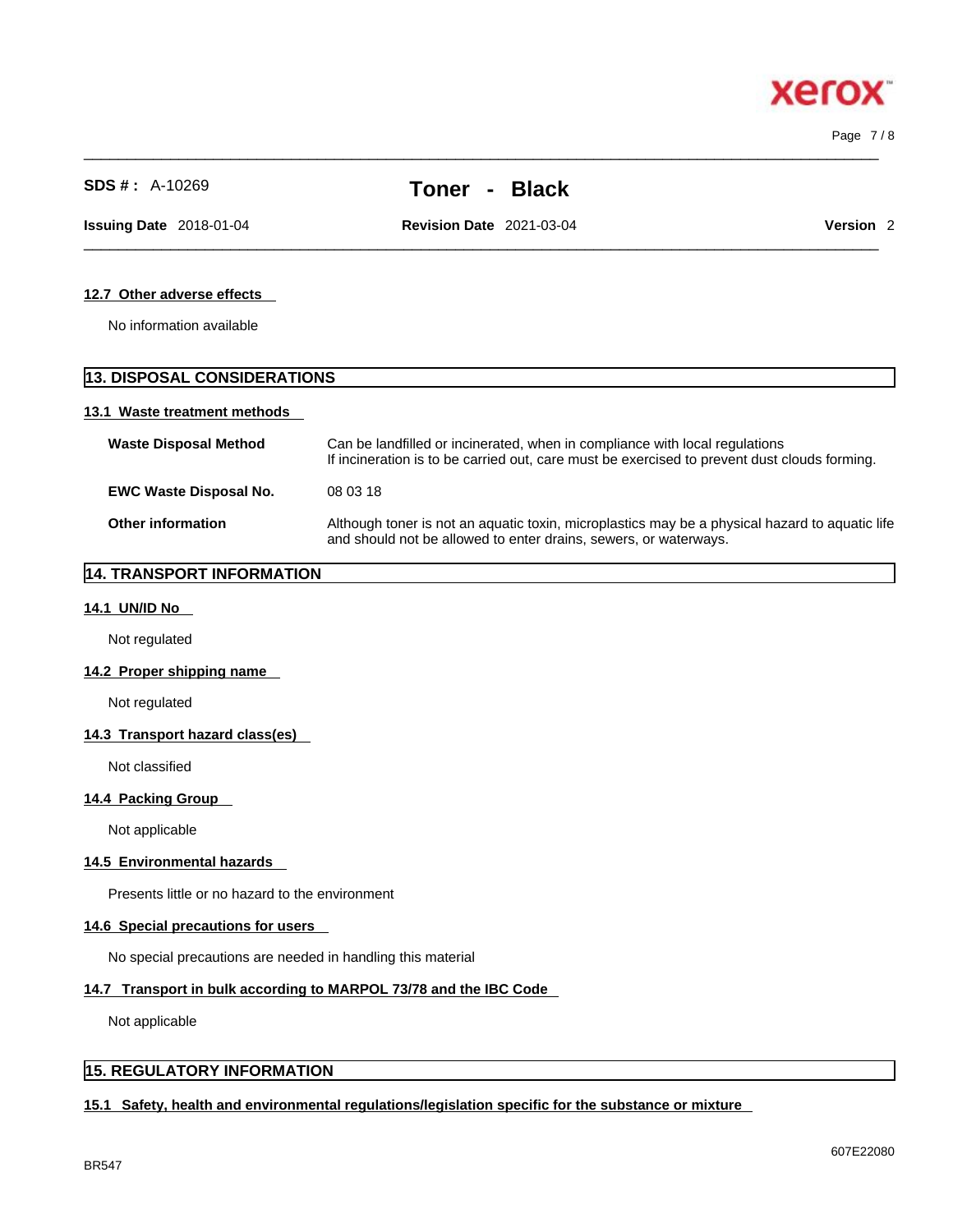### 12.7 Other adverse effects

No information available

## 13. DISPOSAL CONSIDERATIONS

### 13.1 Waste treatment methods

**Waste Disposal Method** — Can be landfilled or incinerated, when in compliance with local regulations
If incineration is to be carried out, care must be exercised to prevent dust clouds forming.

**EWC Waste Disposal No.** — 08 03 18

**Other information** — Although toner is not an aquatic toxin, microplastics may be a physical hazard to aquatic life and should not be allowed to enter drains, sewers, or waterways.

## 14. TRANSPORT INFORMATION

### 14.1 UN/ID No

Not regulated

### 14.2 Proper shipping name

Not regulated

### 14.3 Transport hazard class(es)

Not classified

### 14.4 Packing Group

Not applicable

### 14.5 Environmental hazards

Presents little or no hazard to the environment

### 14.6 Special precautions for users

No special precautions are needed in handling this material

### 14.7 Transport in bulk according to MARPOL 73/78 and the IBC Code

Not applicable

## 15. REGULATORY INFORMATION

### 15.1 Safety, health and environmental regulations/legislation specific for the substance or mixture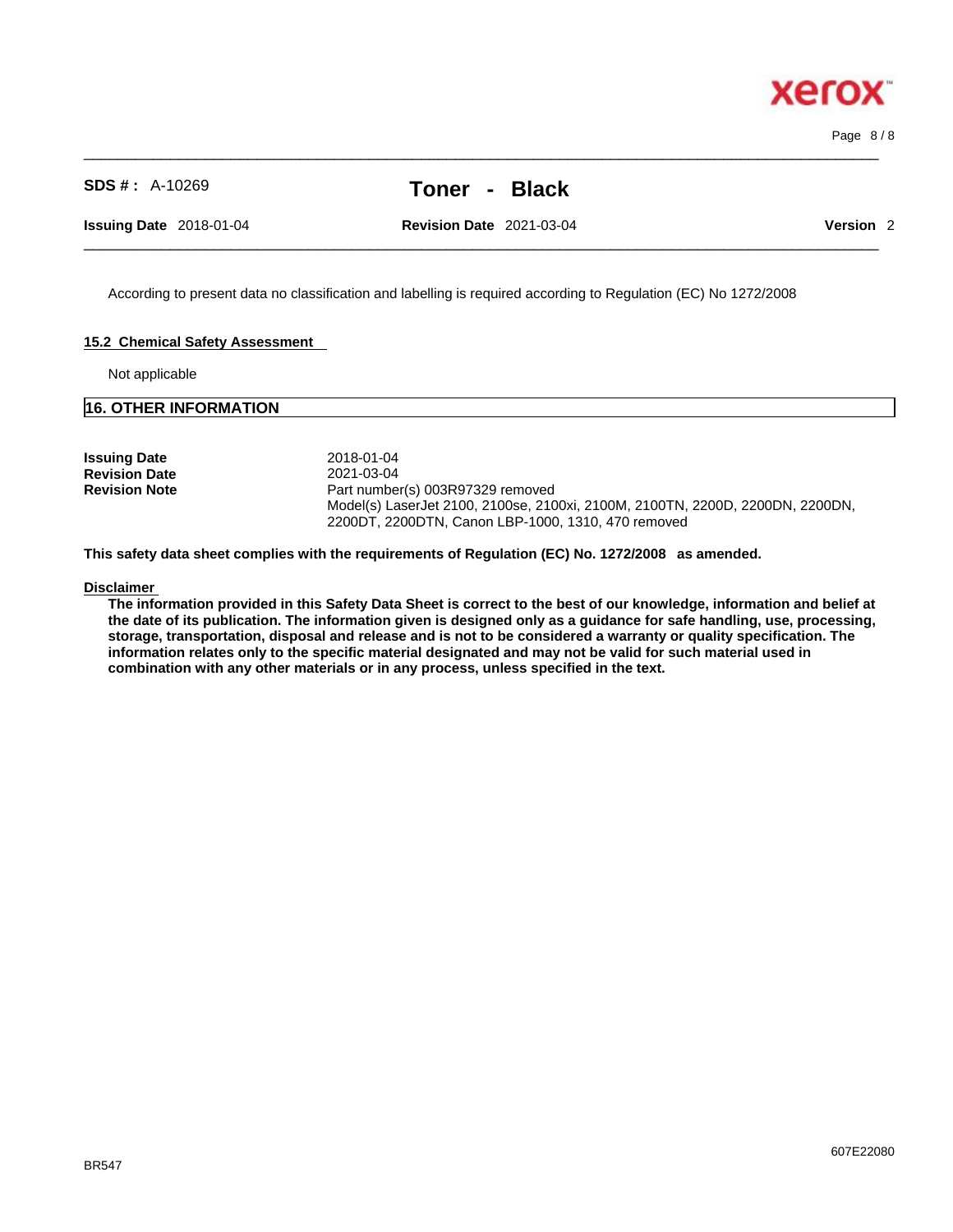According to present data no classification and labelling is required according to Regulation (EC) No 1272/2008

### 15.2 Chemical Safety Assessment

Not applicable

## 16. OTHER INFORMATION

**Issuing Date** 2018-01-04
**Revision Date** 2021-03-04
**Revision Note** Part number(s) 003R97329 removed
Model(s) LaserJet 2100, 2100se, 2100xi, 2100M, 2100TN, 2200D, 2200DN, 2200DN, 2200DT, 2200DTN, Canon LBP-1000, 1310, 470 removed

**This safety data sheet complies with the requirements of Regulation (EC) No. 1272/2008 as amended.**

**Disclaimer**

**The information provided in this Safety Data Sheet is correct to the best of our knowledge, information and belief at the date of its publication. The information given is designed only as a guidance for safe handling, use, processing, storage, transportation, disposal and release and is not to be considered a warranty or quality specification. The information relates only to the specific material designated and may not be valid for such material used in combination with any other materials or in any process, unless specified in the text.**